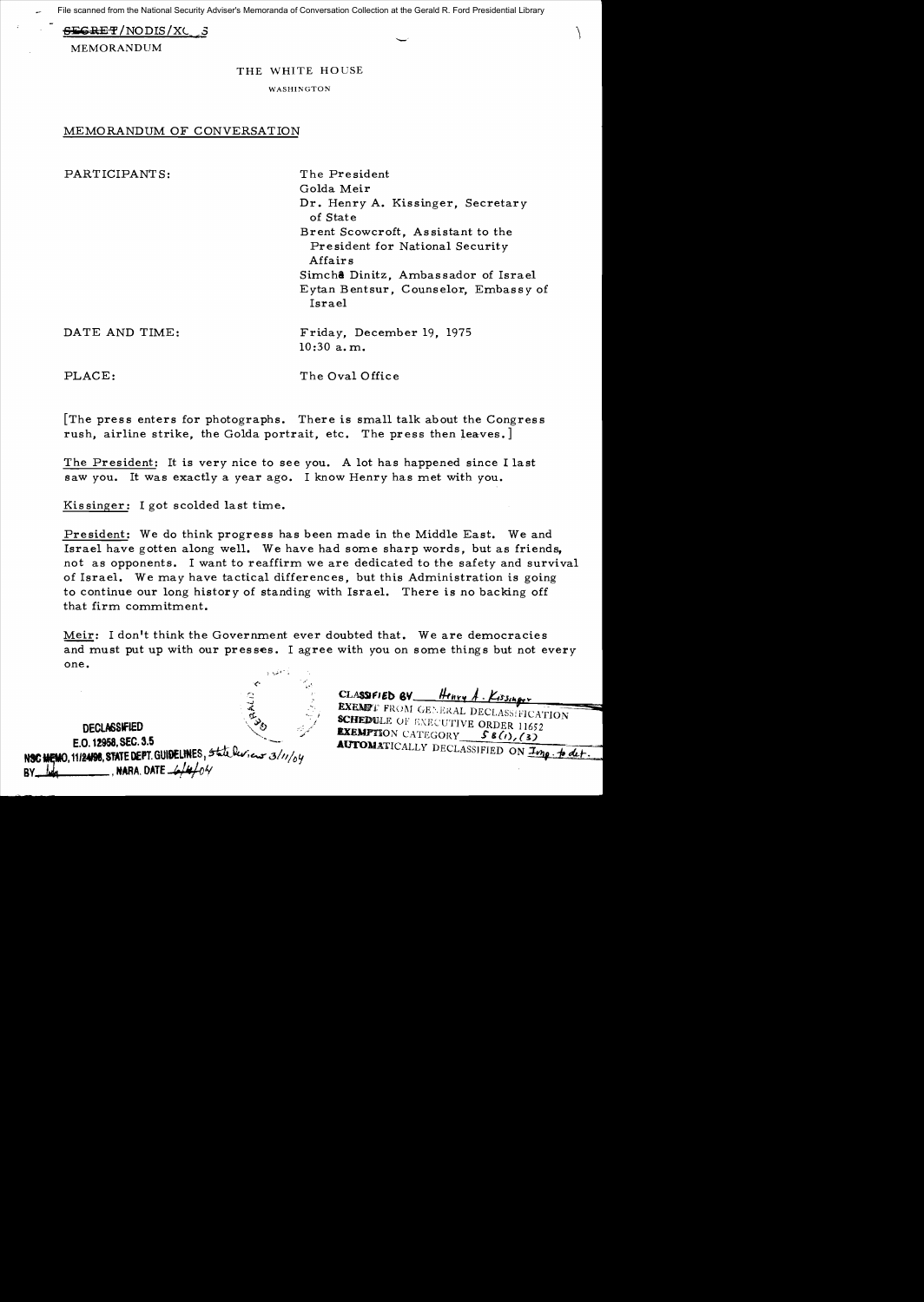File scanned from the National Security Adviser's Memoranda of Conversation Collection at the Gerald R. Ford Presidential Library

~~SECRET~~/NODIS/XGDS

MEMORANDUM

THE WHITE HOUSE

WASHINGTON

MEMORANDUM OF CONVERSATION

PARTICIPANTS:
The President
Golda Meir
Dr. Henry A. Kissinger, Secretary of State
Brent Scowcroft, Assistant to the President for National Security Affairs
Simcha Dinitz, Ambassador of Israel
Eytan Bentsur, Counselor, Embassy of Israel

DATE AND TIME:
Friday, December 19, 1975
10:30 a.m.

PLACE:
The Oval Office

[The press enters for photographs. There is small talk about the Congress rush, airline strike, the Golda portrait, etc. The press then leaves.]

The President: It is very nice to see you. A lot has happened since I last saw you. It was exactly a year ago. I know Henry has met with you.

Kissinger: I got scolded last time.

President: We do think progress has been made in the Middle East. We and Israel have gotten along well. We have had some sharp words, but as friends, not as opponents. I want to reaffirm we are dedicated to the safety and survival of Israel. We may have tactical differences, but this Administration is going to continue our long history of standing with Israel. There is no backing off that firm commitment.

Meir: I don't think the Government ever doubted that. We are democracies and must put up with our presses. I agree with you on some things but not every one.

CLASSIFIED BY Henry A. Kissinger
EXEMPT FROM GENERAL DECLASSIFICATION SCHEDULE OF EXECUTIVE ORDER 11652
EXEMPTION CATEGORY 5 B (1), (3)
AUTOMATICALLY DECLASSIFIED ON Imp. to det.

DECLASSIFIED
E.O. 12958, SEC. 3.5
NSC MEMO, 11/24/98, STATE DEPT. GUIDELINES, State Review 3/11/04
BY ___, NARA, DATE 6/4/04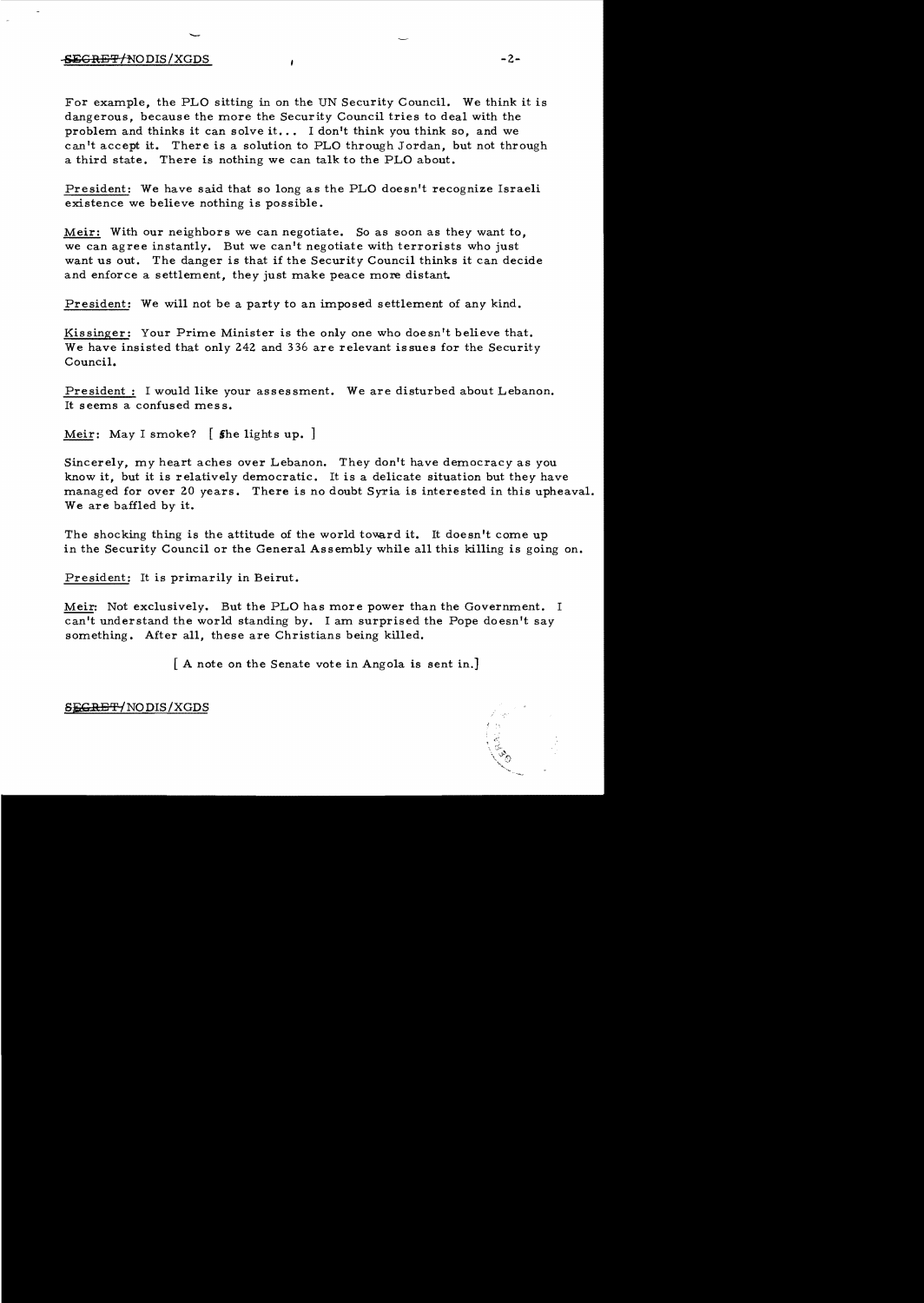For example, the PLO sitting in on the UN Security Council. We think it is dangerous, because the more the Security Council tries to deal with the problem and thinks it can solve it... I don't think you think so, and we can't accept it. There is a solution to PLO through Jordan, but not through a third state. There is nothing we can talk to the PLO about.

President: We have said that so long as the PLO doesn't recognize Israeli existence we believe nothing is possible.

Meir: With our neighbors we can negotiate. So as soon as they want to, we can agree instantly. But we can't negotiate with terrorists who just want us out. The danger is that if the Security Council thinks it can decide and enforce a settlement, they just make peace more distant.

President: We will not be a party to an imposed settlement of any kind.

Kissinger: Your Prime Minister is the only one who doesn't believe that. We have insisted that only 242 and 336 are relevant issues for the Security Council.

President : I would like your assessment. We are disturbed about Lebanon. It seems a confused mess.

Meir: May I smoke? [ She lights up. ]

Sincerely, my heart aches over Lebanon. They don't have democracy as you know it, but it is relatively democratic. It is a delicate situation but they have managed for over 20 years. There is no doubt Syria is interested in this upheaval. We are baffled by it.

The shocking thing is the attitude of the world toward it. It doesn't come up in the Security Council or the General Assembly while all this killing is going on.

President: It is primarily in Beirut.

Meir: Not exclusively. But the PLO has more power than the Government. I can't understand the world standing by. I am surprised the Pope doesn't say something. After all, these are Christians being killed.

[ A note on the Senate vote in Angola is sent in.]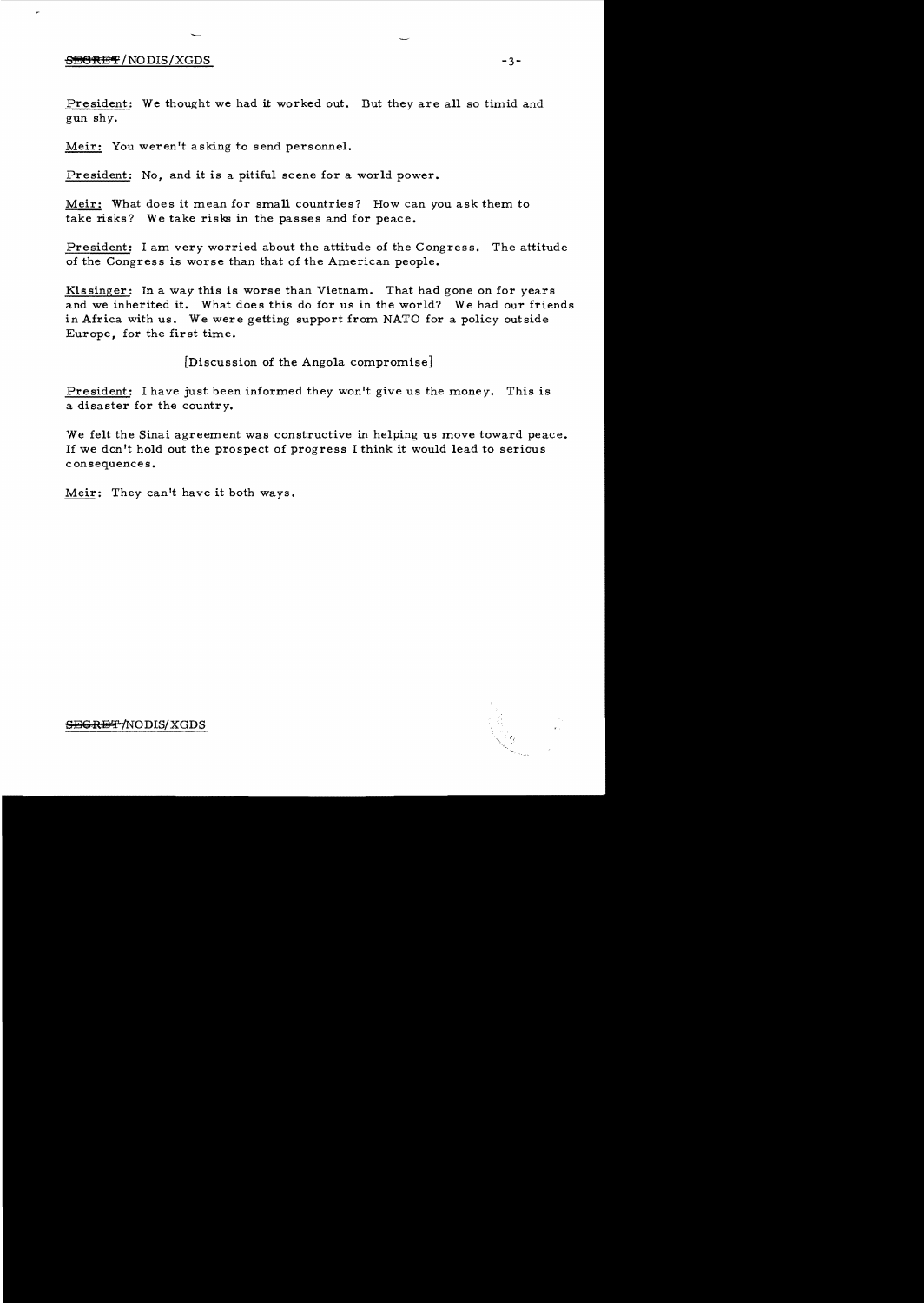President: We thought we had it worked out. But they are all so timid and gun shy.

Meir: You weren't asking to send personnel.

President: No, and it is a pitiful scene for a world power.

Meir: What does it mean for small countries? How can you ask them to take risks? We take risks in the passes and for peace.

President: I am very worried about the attitude of the Congress. The attitude of the Congress is worse than that of the American people.

Kissinger: In a way this is worse than Vietnam. That had gone on for years and we inherited it. What does this do for us in the world? We had our friends in Africa with us. We were getting support from NATO for a policy outside Europe, for the first time.

[Discussion of the Angola compromise]

President: I have just been informed they won't give us the money. This is a disaster for the country.

We felt the Sinai agreement was constructive in helping us move toward peace. If we don't hold out the prospect of progress I think it would lead to serious consequences.

Meir: They can't have it both ways.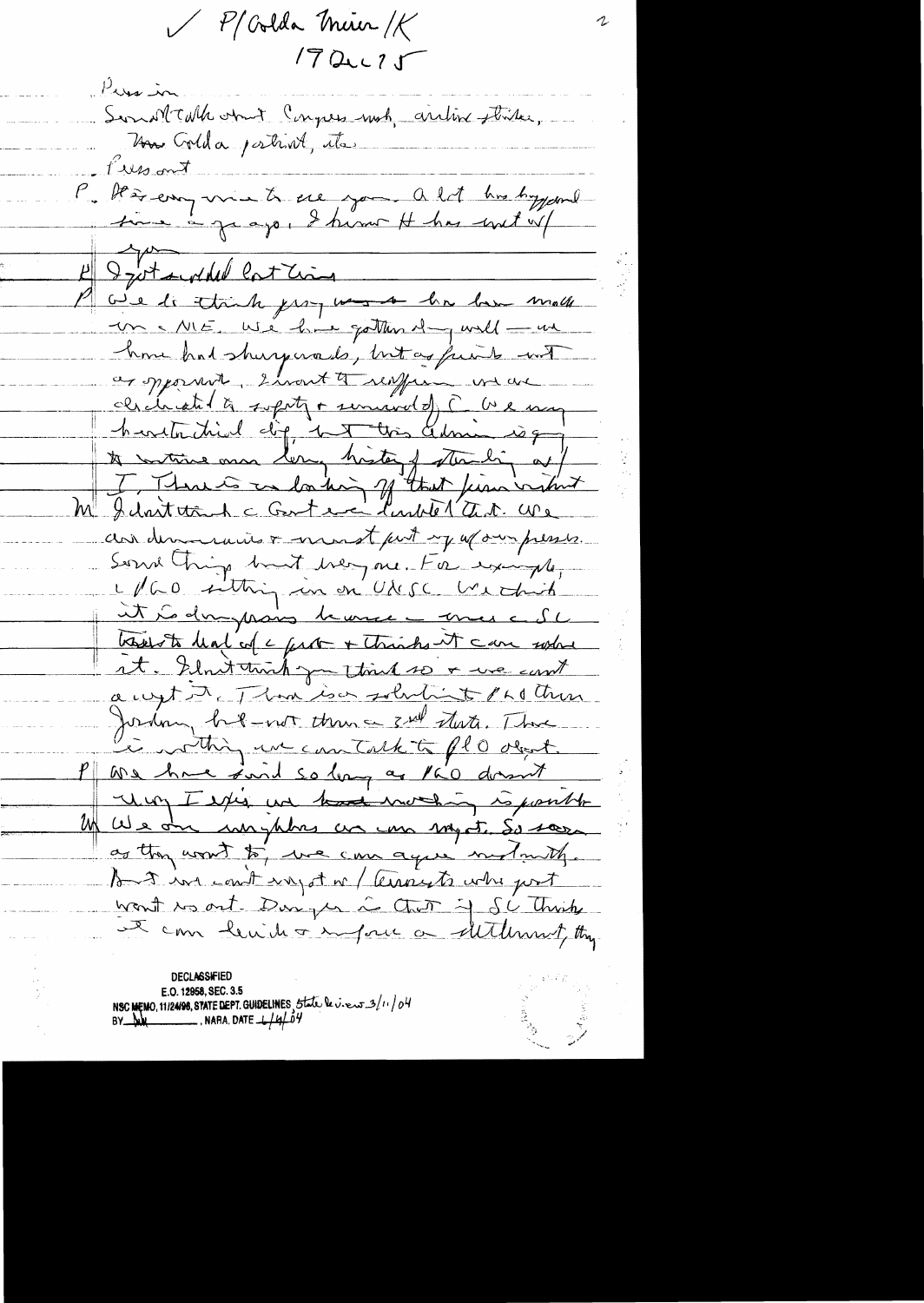✓ P/Golda Meir/K
17 Dec 75

Press in

Small talk about Congress mtg, airline strike, Mrs. Golda portrait, etc.

Press out

P. It's easy nice to see you. A lot has happened since a year ago. I know it has worked w/ you.

M I got scolded last time

P We did think progress was to be here made in ME. We have gotten along well — we have had sharp words, but as friends not as opponents. I want to reaffirm we are dedicated to safety & survival of I. We may have tactical diff, but this admin is going to continue our long history of standing w/ I. There is no backing off that firm intent.

M I don't think a Govt ever doubted that. We are democracies & must put up w/ our presses. Some things hurt very much. For example, PLO sitting in on UNSC. We think it is dangerous because — once a SC wants to deal w/ a prob & thinks it can solve it. I don't think you think so & we can't accept it. The only solution to PLO then Jordan, but not then a 3rd state. There is nothing we can talk to PLO about.

P We have said so long as PLO doesn't recog I exis we have nothing is possible

M We are neighbors we can negot. So soon as they want to, we can agree w/ Jordan. But we can't negot w/ terrorists who just want us out. Danger is that if SC think it can decide & enforce a settlement, they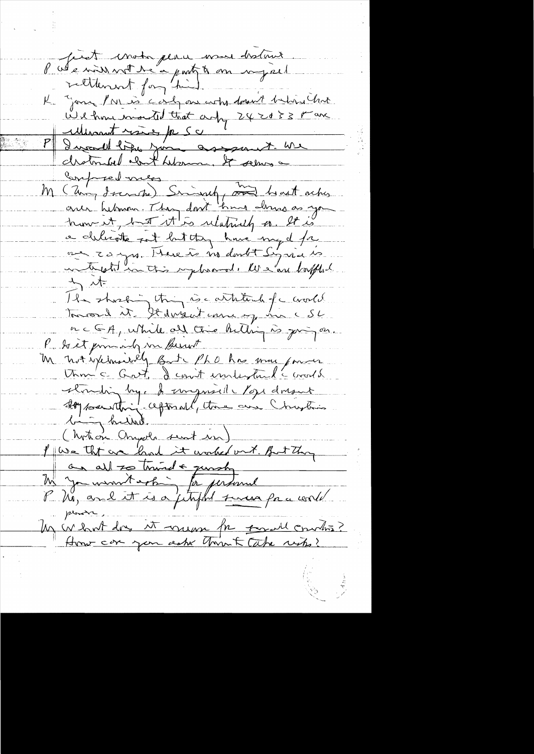first month peace more distant.

P We will not be a party to an imposed settlement for him.

K. Your PM is only one who doesn't believe that. We have insisted that only 242 & 338 are relevant resolutions for SC

P I would like your assessment. We are disturbed about Lebanon. It seems a confused mess

M. (Long discussion) Seriously, our heart aches over Lebanon. They don't have illness as you know it, but it is relatively so. It is a delicate fact but they have myd for over 20 yrs. There is no doubt Syria is interested in this neighborhood. We are baffled by it.

The shocking thing is attitude of world toward it. It doesn't come up in SC or GA, while all this killing is going on.

P Is it primarily in Beirut

M. Not exclusively. But PLO has more power than the Govt. I can't understand world standing by. I'm surprised the Pope doesn't say something. After all, there are Christians being killed.

(Nation Angola sent in)

P We thought we had it worked out. But they are all so tired & punchy

M You weren't asking for personal

P No, and it is a pitiful tureen for a world power.

M What does it mean for small countries? How can you ask them to take risks?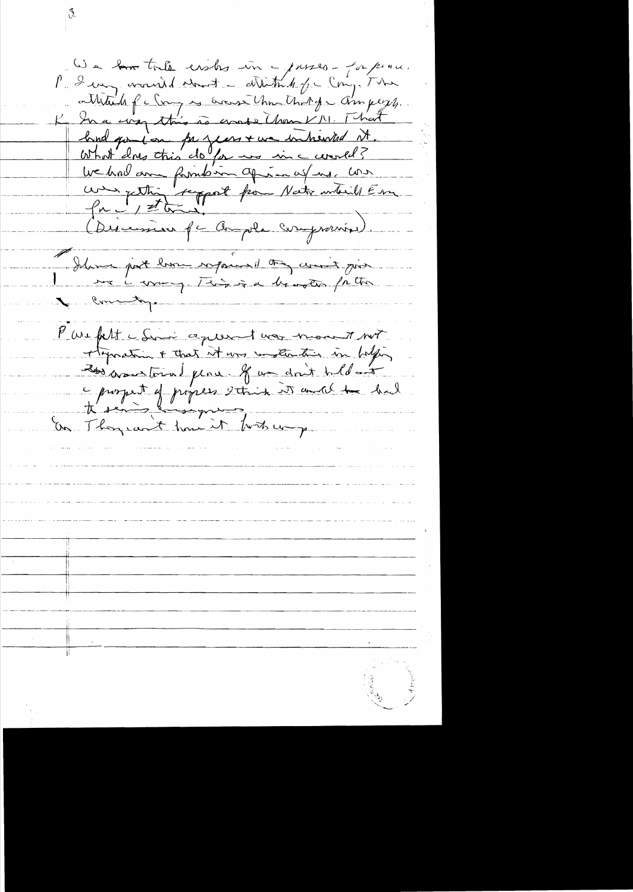We have tried exists in a process for peace.

P. I very worried about the attitude of the Cong. Their attitude of the Cong is worse than that of the Am people.

K In a way this is worse than VN. That had gone on for years & we inherited it. What does this do for us in the world? We had our position after a/us. We were getting support from Natos until Em for the 1st time.

(Discussion of the Angola compromise).

I have just been informed they won't give us the money. This is a disaster for the country.

P We felt the Sinai agreement was moment not of stagnation & that it was constructive in helping the overall peace. If we don't hold out the prospect of progress I think it would be bad.

Em They can't have it both ways.